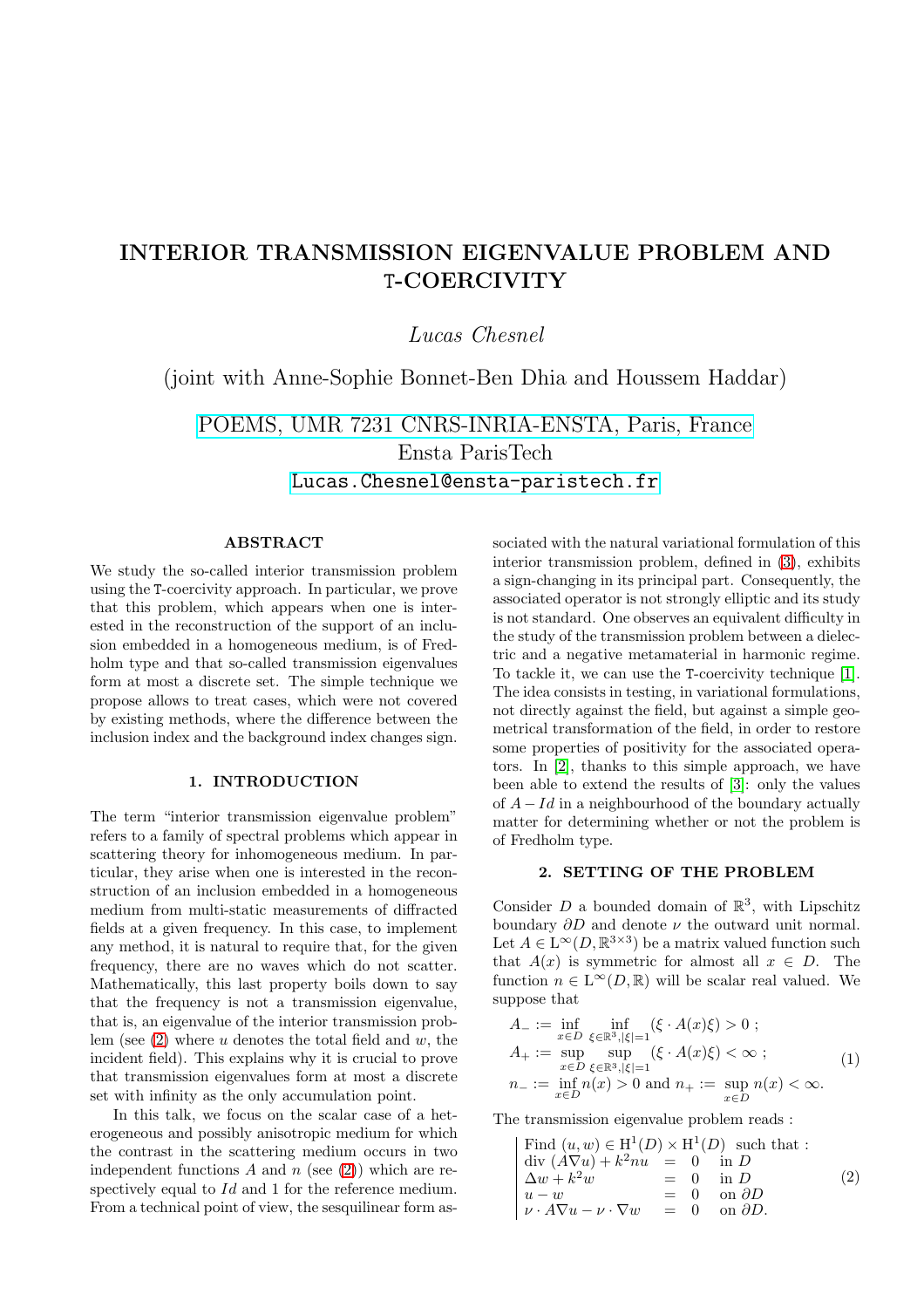# INTERIOR TRANSMISSION EIGENVALUE PROBLEM AND T-COERCIVITY

*Lucas Chesnel*

(joint with Anne-Sophie Bonnet-Ben Dhia and Houssem Haddar)

POEMS, UMR 7231 CNRS-INRIA-ENSTA, Paris, France
Ensta ParisTech
Lucas.Chesnel@ensta-paristech.fr

### ABSTRACT

We study the so-called interior transmission problem using the T-coercivity approach. In particular, we prove that this problem, which appears when one is interested in the reconstruction of the support of an inclusion embedded in a homogeneous medium, is of Fredholm type and that so-called transmission eigenvalues form at most a discrete set. The simple technique we propose allows to treat cases, which were not covered by existing methods, where the difference between the inclusion index and the background index changes sign.

### 1. INTRODUCTION

The term "interior transmission eigenvalue problem" refers to a family of spectral problems which appear in scattering theory for inhomogeneous medium. In particular, they arise when one is interested in the reconstruction of an inclusion embedded in a homogeneous medium from multi-static measurements of diffracted fields at a given frequency. In this case, to implement any method, it is natural to require that, for the given frequency, there are no waves which do not scatter. Mathematically, this last property boils down to say that the frequency is not a transmission eigenvalue, that is, an eigenvalue of the interior transmission problem (see (2) where $u$ denotes the total field and $w$, the incident field). This explains why it is crucial to prove that transmission eigenvalues form at most a discrete set with infinity as the only accumulation point.

In this talk, we focus on the scalar case of a heterogeneous and possibly anisotropic medium for which the contrast in the scattering medium occurs in two independent functions $A$ and $n$ (see (2)) which are respectively equal to $Id$ and 1 for the reference medium. From a technical point of view, the sesquilinear form associated with the natural variational formulation of this interior transmission problem, defined in (3), exhibits a sign-changing in its principal part. Consequently, the associated operator is not strongly elliptic and its study is not standard. One observes an equivalent difficulty in the study of the transmission problem between a dielectric and a negative metamaterial in harmonic regime. To tackle it, we can use the T-coercivity technique [1]. The idea consists in testing, in variational formulations, not directly against the field, but against a simple geometrical transformation of the field, in order to restore some properties of positivity for the associated operators. In [2], thanks to this simple approach, we have been able to extend the results of [3]: only the values of $A - Id$ in a neighbourhood of the boundary actually matter for determining whether or not the problem is of Fredholm type.

### 2. SETTING OF THE PROBLEM

Consider $D$ a bounded domain of $\mathbb{R}^3$, with Lipschitz boundary $\partial D$ and denote $\nu$ the outward unit normal. Let $A \in \mathrm{L}^\infty(D, \mathbb{R}^{3\times 3})$ be a matrix valued function such that $A(x)$ is symmetric for almost all $x \in D$. The function $n \in \mathrm{L}^\infty(D, \mathbb{R})$ will be scalar real valued. We suppose that

$$
\begin{array}{l}
A_- := \inf\limits_{x\in D} \inf\limits_{\xi\in\mathbb{R}^3, |\xi|=1} (\xi \cdot A(x)\xi) > 0 \; ; \\
A_+ := \sup\limits_{x\in D} \sup\limits_{\xi\in\mathbb{R}^3, |\xi|=1} (\xi \cdot A(x)\xi) < \infty \; ; \\
n_- := \inf\limits_{x\in D} n(x) > 0 \text{ and } n_+ := \sup\limits_{x\in D} n(x) < \infty.
\end{array}
\tag{1}
$$

The transmission eigenvalue problem reads :

$$
\left|\begin{array}{lcl}
\text{Find } (u, w) \in \mathrm{H}^1(D) \times \mathrm{H}^1(D) & \text{such that :} & \\
\mathrm{div}\,(A\nabla u) + k^2 n u & = 0 & \text{in } D \\
\Delta w + k^2 w & = 0 & \text{in } D \\
u - w & = 0 & \text{on } \partial D \\
\nu \cdot A\nabla u - \nu \cdot \nabla w & = 0 & \text{on } \partial D.
\end{array}\right.
\tag{2}
$$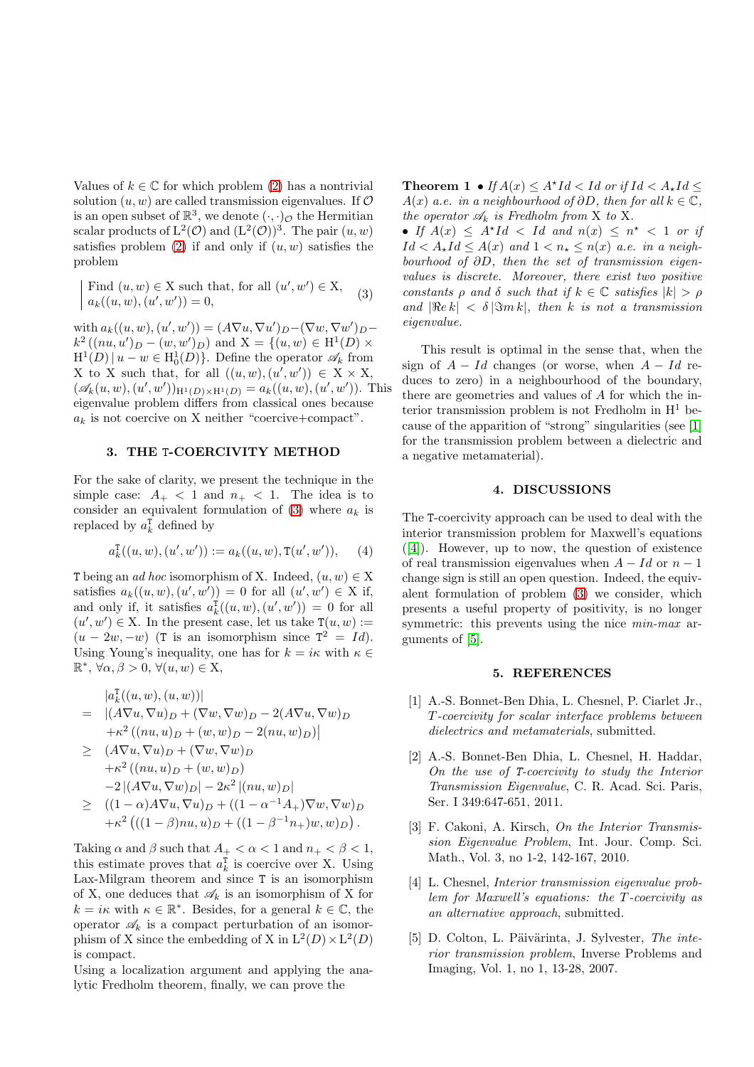Values of $k \in \mathbb{C}$ for which problem (2) has a nontrivial solution $(u, w)$ are called transmission eigenvalues. If $\mathcal{O}$ is an open subset of $\mathbb{R}^3$, we denote $(\cdot,\cdot)_{\mathcal{O}}$ the Hermitian scalar products of $\mathrm{L}^2(\mathcal{O})$ and $(\mathrm{L}^2(\mathcal{O}))^3$. The pair $(u, w)$ satisfies problem (2) if and only if $(u, w)$ satisfies the problem

$$
\left|\begin{array}{l} \text{Find } (u,w) \in \mathrm{X} \text{ such that, for all } (u',w') \in \mathrm{X}, \\ a_k((u,w),(u',w')) = 0, \end{array}\right. \qquad (3)
$$

with $a_k((u,w),(u',w')) = (A\nabla u, \nabla u')_D - (\nabla w, \nabla w')_D - k^2\left((nu,u')_D - (w,w')_D\right)$ and $\mathrm{X} = \{(u,w) \in \mathrm{H}^1(D) \times \mathrm{H}^1(D) \,|\, u - w \in \mathrm{H}^1_0(D)\}$. Define the operator $\mathscr{A}_k$ from X to X such that, for all $((u,w),(u',w')) \in \mathrm{X} \times \mathrm{X}$, $(\mathscr{A}_k(u,w),(u',w'))_{\mathrm{H}^1(D)\times\mathrm{H}^1(D)} = a_k((u,w),(u',w'))$. This eigenvalue problem differs from classical ones because $a_k$ is not coercive on X neither "coercive+compact".

## 3. THE T-COERCIVITY METHOD

For the sake of clarity, we present the technique in the simple case: $A_+ < 1$ and $n_+ < 1$. The idea is to consider an equivalent formulation of (3) where $a_k$ is replaced by $a_k^{\mathtt{T}}$ defined by

$$
a_k^{\mathtt{T}}((u,w),(u',w')) := a_k((u,w),\mathtt{T}(u',w')), \qquad (4)
$$

$\mathtt{T}$ being an *ad hoc* isomorphism of X. Indeed, $(u,w) \in \mathrm{X}$ satisfies $a_k((u,w),(u',w')) = 0$ for all $(u',w') \in \mathrm{X}$ if, and only if, it satisfies $a_k^{\mathtt{T}}((u,w),(u',w')) = 0$ for all $(u',w') \in \mathrm{X}$. In the present case, let us take $\mathtt{T}(u,w) := (u - 2w, -w)$ ($\mathtt{T}$ is an isomorphism since $\mathtt{T}^2 = Id$). Using Young's inequality, one has for $k = i\kappa$ with $\kappa \in \mathbb{R}^*$, $\forall \alpha, \beta > 0$, $\forall (u,w) \in \mathrm{X}$,

$$
\begin{aligned}
& |a_k^{\mathtt{T}}((u,w),(u,w))| \\
= \;& |(A\nabla u, \nabla u)_D + (\nabla w, \nabla w)_D - 2(A\nabla u, \nabla w)_D \\
& + \kappa^2\left((nu,u)_D + (w,w)_D - 2(nu,w)_D\right)| \\
\geq \;& (A\nabla u, \nabla u)_D + (\nabla w, \nabla w)_D \\
& + \kappa^2\left((nu,u)_D + (w,w)_D\right) \\
& - 2\,|(A\nabla u, \nabla w)_D| - 2\kappa^2\,|(nu,w)_D| \\
\geq \;& ((1-\alpha)A\nabla u, \nabla u)_D + ((1-\alpha^{-1}A_+)\nabla w, \nabla w)_D \\
& + \kappa^2\left(((1-\beta)nu,u)_D + ((1-\beta^{-1}n_+)w,w)_D\right).
\end{aligned}
$$

Taking $\alpha$ and $\beta$ such that $A_+ < \alpha < 1$ and $n_+ < \beta < 1$, this estimate proves that $a_k^{\mathtt{T}}$ is coercive over X. Using Lax-Milgram theorem and since $\mathtt{T}$ is an isomorphism of X, one deduces that $\mathscr{A}_k$ is an isomorphism of X for $k = i\kappa$ with $\kappa \in \mathbb{R}^*$. Besides, for a general $k \in \mathbb{C}$, the operator $\mathscr{A}_k$ is a compact perturbation of an isomorphism of X since the embedding of X in $\mathrm{L}^2(D) \times \mathrm{L}^2(D)$ is compact.

Using a localization argument and applying the analytic Fredholm theorem, finally, we can prove the

**Theorem 1** • *If $A(x) \leq A^\star Id < Id$ or if $Id < A_\star Id \leq A(x)$ a.e. in a neighbourhood of $\partial D$, then for all $k \in \mathbb{C}$, the operator $\mathscr{A}_k$ is Fredholm from X to X.*
• *If $A(x) \leq A^\star Id < Id$ and $n(x) \leq n^\star < 1$ or if $Id < A_\star Id \leq A(x)$ and $1 < n_\star \leq n(x)$ a.e. in a neighbourhood of $\partial D$, then the set of transmission eigenvalues is discrete. Moreover, there exist two positive constants $\rho$ and $\delta$ such that if $k \in \mathbb{C}$ satisfies $|k| > \rho$ and $|\Re e\, k| < \delta\,|\Im m\, k|$, then $k$ is not a transmission eigenvalue.*

This result is optimal in the sense that, when the sign of $A - Id$ changes (or worse, when $A - Id$ reduces to zero) in a neighbourhood of the boundary, there are geometries and values of $A$ for which the interior transmission problem is not Fredholm in $\mathrm{H}^1$ because of the apparition of "strong" singularities (see [1] for the transmission problem between a dielectric and a negative metamaterial).

## 4. DISCUSSIONS

The $\mathtt{T}$-coercivity approach can be used to deal with the interior transmission problem for Maxwell's equations ([4]). However, up to now, the question of existence of real transmission eigenvalues when $A - Id$ or $n - 1$ change sign is still an open question. Indeed, the equivalent formulation of problem (3) we consider, which presents a useful property of positivity, is no longer symmetric: this prevents using the nice *min-max* arguments of [5].

## 5. REFERENCES

[1] A.-S. Bonnet-Ben Dhia, L. Chesnel, P. Ciarlet Jr., *T-coercivity for scalar interface problems between dielectrics and metamaterials*, submitted.

[2] A.-S. Bonnet-Ben Dhia, L. Chesnel, H. Haddar, *On the use of T-coercivity to study the Interior Transmission Eigenvalue*, C. R. Acad. Sci. Paris, Ser. I 349:647-651, 2011.

[3] F. Cakoni, A. Kirsch, *On the Interior Transmission Eigenvalue Problem*, Int. Jour. Comp. Sci. Math., Vol. 3, no 1-2, 142-167, 2010.

[4] L. Chesnel, *Interior transmission eigenvalue problem for Maxwell's equations: the T-coercivity as an alternative approach*, submitted.

[5] D. Colton, L. Päivärinta, J. Sylvester, *The interior transmission problem*, Inverse Problems and Imaging, Vol. 1, no 1, 13-28, 2007.